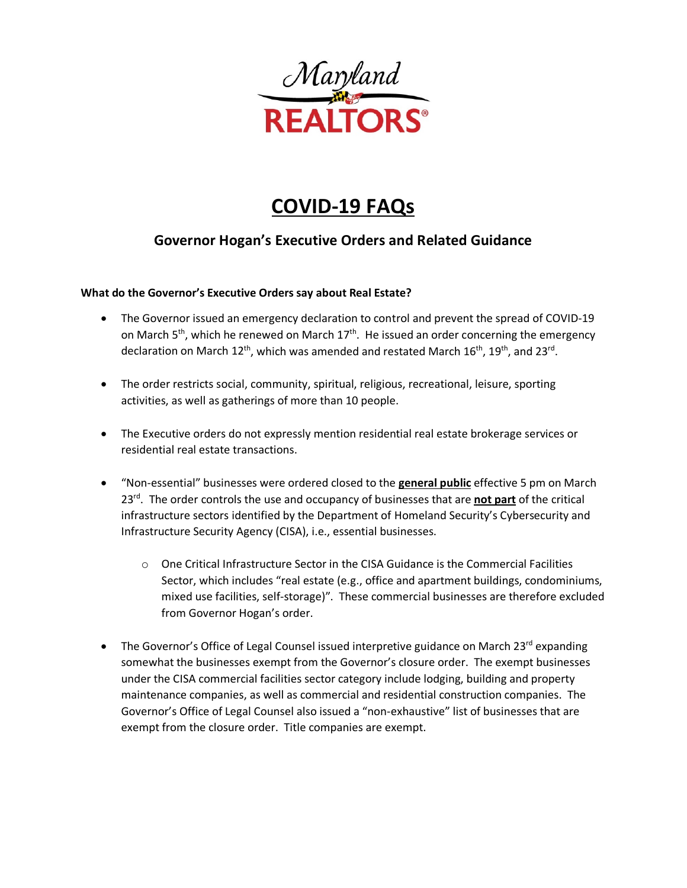Maryland REALTORS®

# COVID-19 FAQs

## Governor Hogan's Executive Orders and Related Guidance

**What do the Governor's Executive Orders say about Real Estate?**

- The Governor issued an emergency declaration to control and prevent the spread of COVID-19 on March 5th, which he renewed on March 17th. He issued an order concerning the emergency declaration on March 12th, which was amended and restated March 16th, 19th, and 23rd.

- The order restricts social, community, spiritual, religious, recreational, leisure, sporting activities, as well as gatherings of more than 10 people.

- The Executive orders do not expressly mention residential real estate brokerage services or residential real estate transactions.

- "Non-essential" businesses were ordered closed to the **general public** effective 5 pm on March 23rd. The order controls the use and occupancy of businesses that are **not part** of the critical infrastructure sectors identified by the Department of Homeland Security's Cybersecurity and Infrastructure Security Agency (CISA), i.e., essential businesses.
  - One Critical Infrastructure Sector in the CISA Guidance is the Commercial Facilities Sector, which includes "real estate (e.g., office and apartment buildings, condominiums, mixed use facilities, self-storage)". These commercial businesses are therefore excluded from Governor Hogan's order.

- The Governor's Office of Legal Counsel issued interpretive guidance on March 23rd expanding somewhat the businesses exempt from the Governor's closure order. The exempt businesses under the CISA commercial facilities sector category include lodging, building and property maintenance companies, as well as commercial and residential construction companies. The Governor's Office of Legal Counsel also issued a "non-exhaustive" list of businesses that are exempt from the closure order. Title companies are exempt.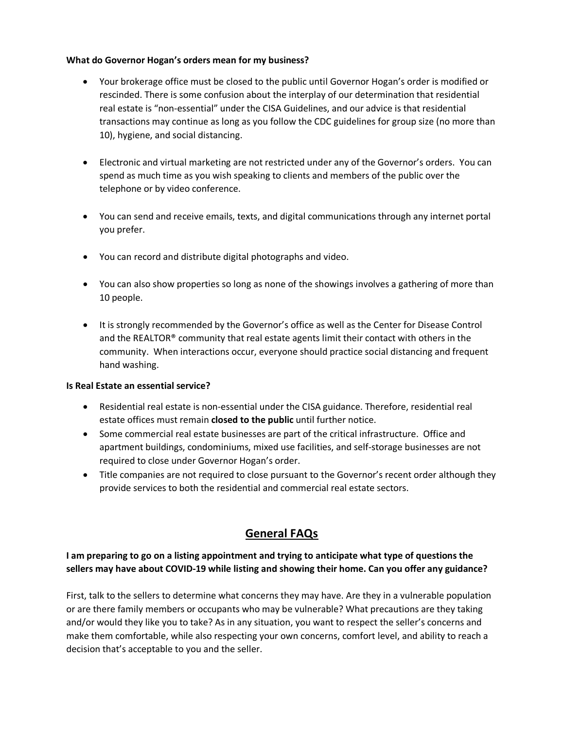**What do Governor Hogan's orders mean for my business?**

- Your brokerage office must be closed to the public until Governor Hogan's order is modified or rescinded. There is some confusion about the interplay of our determination that residential real estate is "non-essential" under the CISA Guidelines, and our advice is that residential transactions may continue as long as you follow the CDC guidelines for group size (no more than 10), hygiene, and social distancing.

- Electronic and virtual marketing are not restricted under any of the Governor's orders. You can spend as much time as you wish speaking to clients and members of the public over the telephone or by video conference.

- You can send and receive emails, texts, and digital communications through any internet portal you prefer.

- You can record and distribute digital photographs and video.

- You can also show properties so long as none of the showings involves a gathering of more than 10 people.

- It is strongly recommended by the Governor's office as well as the Center for Disease Control and the REALTOR® community that real estate agents limit their contact with others in the community. When interactions occur, everyone should practice social distancing and frequent hand washing.

**Is Real Estate an essential service?**

- Residential real estate is non-essential under the CISA guidance. Therefore, residential real estate offices must remain **closed to the public** until further notice.
- Some commercial real estate businesses are part of the critical infrastructure. Office and apartment buildings, condominiums, mixed use facilities, and self-storage businesses are not required to close under Governor Hogan's order.
- Title companies are not required to close pursuant to the Governor's recent order although they provide services to both the residential and commercial real estate sectors.

## General FAQs

**I am preparing to go on a listing appointment and trying to anticipate what type of questions the sellers may have about COVID-19 while listing and showing their home. Can you offer any guidance?**

First, talk to the sellers to determine what concerns they may have. Are they in a vulnerable population or are there family members or occupants who may be vulnerable? What precautions are they taking and/or would they like you to take? As in any situation, you want to respect the seller's concerns and make them comfortable, while also respecting your own concerns, comfort level, and ability to reach a decision that's acceptable to you and the seller.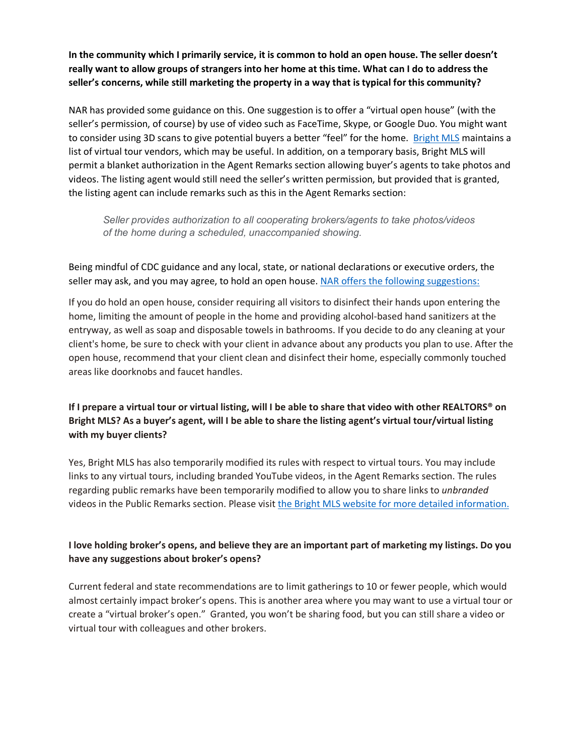**In the community which I primarily service, it is common to hold an open house. The seller doesn't really want to allow groups of strangers into her home at this time. What can I do to address the seller's concerns, while still marketing the property in a way that is typical for this community?**

NAR has provided some guidance on this. One suggestion is to offer a "virtual open house" (with the seller's permission, of course) by use of video such as FaceTime, Skype, or Google Duo. You might want to consider using 3D scans to give potential buyers a better "feel" for the home. Bright MLS maintains a list of virtual tour vendors, which may be useful. In addition, on a temporary basis, Bright MLS will permit a blanket authorization in the Agent Remarks section allowing buyer's agents to take photos and videos. The listing agent would still need the seller's written permission, but provided that is granted, the listing agent can include remarks such as this in the Agent Remarks section:

> *Seller provides authorization to all cooperating brokers/agents to take photos/videos of the home during a scheduled, unaccompanied showing.*

Being mindful of CDC guidance and any local, state, or national declarations or executive orders, the seller may ask, and you may agree, to hold an open house. NAR offers the following suggestions:

If you do hold an open house, consider requiring all visitors to disinfect their hands upon entering the home, limiting the amount of people in the home and providing alcohol-based hand sanitizers at the entryway, as well as soap and disposable towels in bathrooms. If you decide to do any cleaning at your client's home, be sure to check with your client in advance about any products you plan to use. After the open house, recommend that your client clean and disinfect their home, especially commonly touched areas like doorknobs and faucet handles.

**If I prepare a virtual tour or virtual listing, will I be able to share that video with other REALTORS® on Bright MLS? As a buyer's agent, will I be able to share the listing agent's virtual tour/virtual listing with my buyer clients?**

Yes, Bright MLS has also temporarily modified its rules with respect to virtual tours. You may include links to any virtual tours, including branded YouTube videos, in the Agent Remarks section. The rules regarding public remarks have been temporarily modified to allow you to share links to *unbranded* videos in the Public Remarks section. Please visit the Bright MLS website for more detailed information.

**I love holding broker's opens, and believe they are an important part of marketing my listings. Do you have any suggestions about broker's opens?**

Current federal and state recommendations are to limit gatherings to 10 or fewer people, which would almost certainly impact broker's opens. This is another area where you may want to use a virtual tour or create a "virtual broker's open." Granted, you won't be sharing food, but you can still share a video or virtual tour with colleagues and other brokers.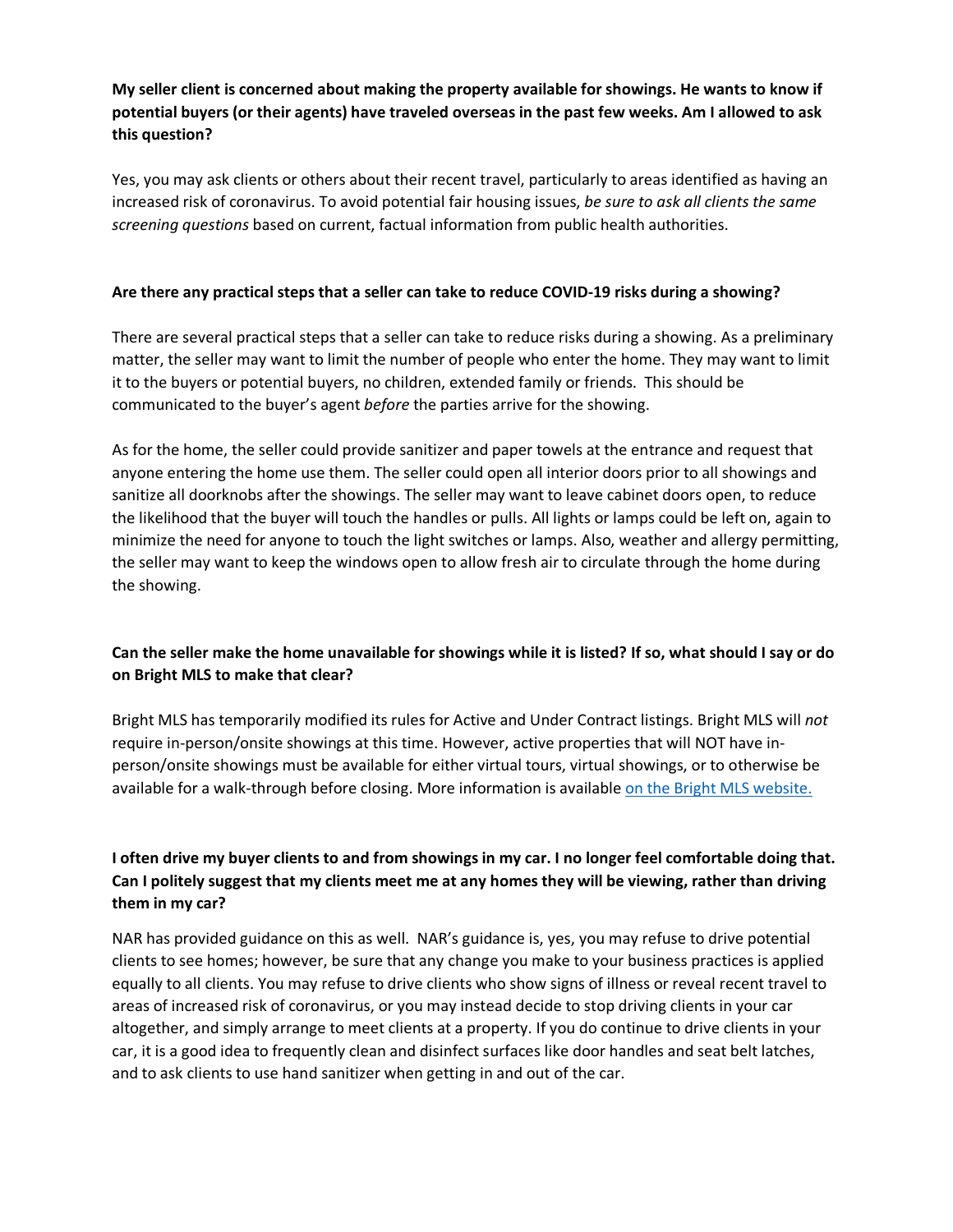**My seller client is concerned about making the property available for showings. He wants to know if potential buyers (or their agents) have traveled overseas in the past few weeks. Am I allowed to ask this question?**

Yes, you may ask clients or others about their recent travel, particularly to areas identified as having an increased risk of coronavirus. To avoid potential fair housing issues, *be sure to ask all clients the same screening questions* based on current, factual information from public health authorities.

**Are there any practical steps that a seller can take to reduce COVID-19 risks during a showing?**

There are several practical steps that a seller can take to reduce risks during a showing. As a preliminary matter, the seller may want to limit the number of people who enter the home. They may want to limit it to the buyers or potential buyers, no children, extended family or friends. This should be communicated to the buyer's agent *before* the parties arrive for the showing.

As for the home, the seller could provide sanitizer and paper towels at the entrance and request that anyone entering the home use them. The seller could open all interior doors prior to all showings and sanitize all doorknobs after the showings. The seller may want to leave cabinet doors open, to reduce the likelihood that the buyer will touch the handles or pulls. All lights or lamps could be left on, again to minimize the need for anyone to touch the light switches or lamps. Also, weather and allergy permitting, the seller may want to keep the windows open to allow fresh air to circulate through the home during the showing.

**Can the seller make the home unavailable for showings while it is listed? If so, what should I say or do on Bright MLS to make that clear?**

Bright MLS has temporarily modified its rules for Active and Under Contract listings. Bright MLS will *not* require in-person/onsite showings at this time. However, active properties that will NOT have in-person/onsite showings must be available for either virtual tours, virtual showings, or to otherwise be available for a walk-through before closing. More information is available on the Bright MLS website.

**I often drive my buyer clients to and from showings in my car. I no longer feel comfortable doing that. Can I politely suggest that my clients meet me at any homes they will be viewing, rather than driving them in my car?**

NAR has provided guidance on this as well. NAR's guidance is, yes, you may refuse to drive potential clients to see homes; however, be sure that any change you make to your business practices is applied equally to all clients. You may refuse to drive clients who show signs of illness or reveal recent travel to areas of increased risk of coronavirus, or you may instead decide to stop driving clients in your car altogether, and simply arrange to meet clients at a property. If you do continue to drive clients in your car, it is a good idea to frequently clean and disinfect surfaces like door handles and seat belt latches, and to ask clients to use hand sanitizer when getting in and out of the car.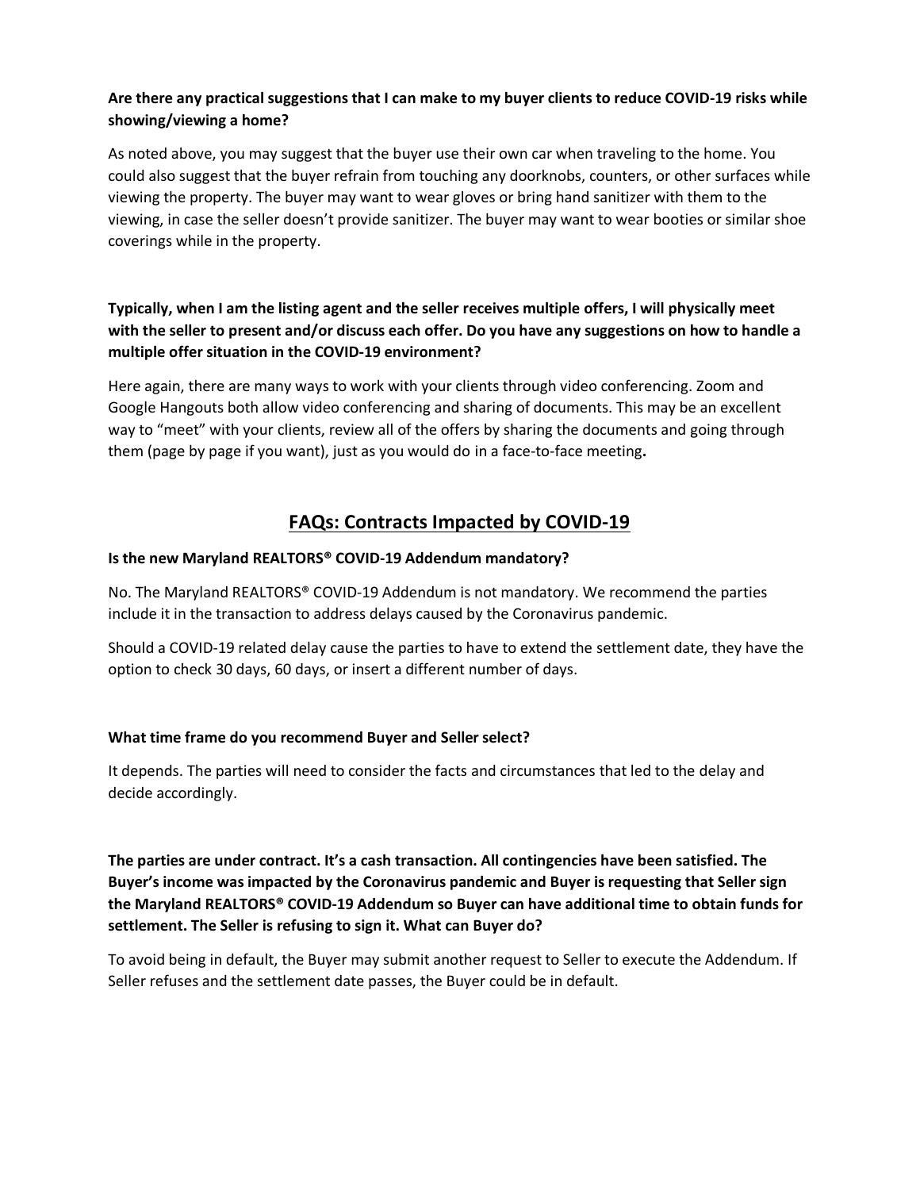**Are there any practical suggestions that I can make to my buyer clients to reduce COVID-19 risks while showing/viewing a home?**

As noted above, you may suggest that the buyer use their own car when traveling to the home. You could also suggest that the buyer refrain from touching any doorknobs, counters, or other surfaces while viewing the property. The buyer may want to wear gloves or bring hand sanitizer with them to the viewing, in case the seller doesn't provide sanitizer. The buyer may want to wear booties or similar shoe coverings while in the property.

**Typically, when I am the listing agent and the seller receives multiple offers, I will physically meet with the seller to present and/or discuss each offer. Do you have any suggestions on how to handle a multiple offer situation in the COVID-19 environment?**

Here again, there are many ways to work with your clients through video conferencing. Zoom and Google Hangouts both allow video conferencing and sharing of documents. This may be an excellent way to "meet" with your clients, review all of the offers by sharing the documents and going through them (page by page if you want), just as you would do in a face-to-face meeting.

## FAQs: Contracts Impacted by COVID-19

**Is the new Maryland REALTORS® COVID-19 Addendum mandatory?**

No. The Maryland REALTORS® COVID-19 Addendum is not mandatory. We recommend the parties include it in the transaction to address delays caused by the Coronavirus pandemic.

Should a COVID-19 related delay cause the parties to have to extend the settlement date, they have the option to check 30 days, 60 days, or insert a different number of days.

**What time frame do you recommend Buyer and Seller select?**

It depends. The parties will need to consider the facts and circumstances that led to the delay and decide accordingly.

**The parties are under contract. It's a cash transaction. All contingencies have been satisfied. The Buyer's income was impacted by the Coronavirus pandemic and Buyer is requesting that Seller sign the Maryland REALTORS® COVID-19 Addendum so Buyer can have additional time to obtain funds for settlement. The Seller is refusing to sign it. What can Buyer do?**

To avoid being in default, the Buyer may submit another request to Seller to execute the Addendum. If Seller refuses and the settlement date passes, the Buyer could be in default.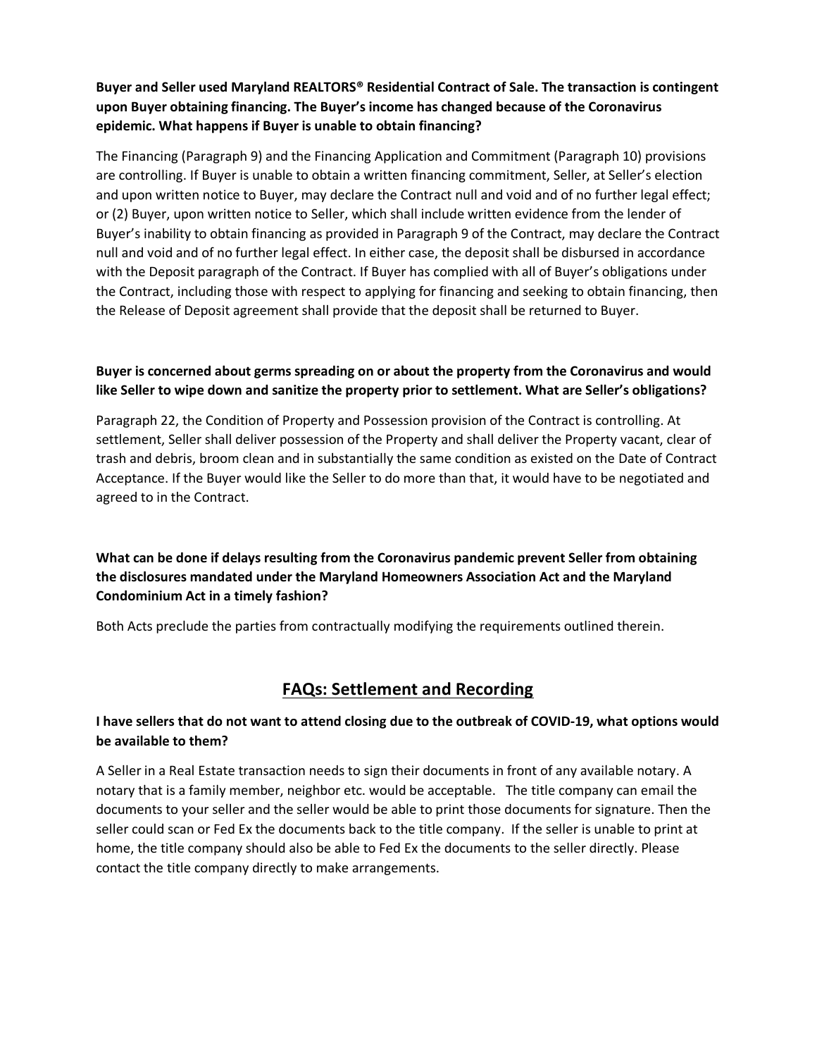**Buyer and Seller used Maryland REALTORS® Residential Contract of Sale. The transaction is contingent upon Buyer obtaining financing. The Buyer's income has changed because of the Coronavirus epidemic. What happens if Buyer is unable to obtain financing?**

The Financing (Paragraph 9) and the Financing Application and Commitment (Paragraph 10) provisions are controlling. If Buyer is unable to obtain a written financing commitment, Seller, at Seller's election and upon written notice to Buyer, may declare the Contract null and void and of no further legal effect; or (2) Buyer, upon written notice to Seller, which shall include written evidence from the lender of Buyer's inability to obtain financing as provided in Paragraph 9 of the Contract, may declare the Contract null and void and of no further legal effect. In either case, the deposit shall be disbursed in accordance with the Deposit paragraph of the Contract. If Buyer has complied with all of Buyer's obligations under the Contract, including those with respect to applying for financing and seeking to obtain financing, then the Release of Deposit agreement shall provide that the deposit shall be returned to Buyer.

**Buyer is concerned about germs spreading on or about the property from the Coronavirus and would like Seller to wipe down and sanitize the property prior to settlement. What are Seller's obligations?**

Paragraph 22, the Condition of Property and Possession provision of the Contract is controlling. At settlement, Seller shall deliver possession of the Property and shall deliver the Property vacant, clear of trash and debris, broom clean and in substantially the same condition as existed on the Date of Contract Acceptance. If the Buyer would like the Seller to do more than that, it would have to be negotiated and agreed to in the Contract.

**What can be done if delays resulting from the Coronavirus pandemic prevent Seller from obtaining the disclosures mandated under the Maryland Homeowners Association Act and the Maryland Condominium Act in a timely fashion?**

Both Acts preclude the parties from contractually modifying the requirements outlined therein.

## FAQs: Settlement and Recording

**I have sellers that do not want to attend closing due to the outbreak of COVID-19, what options would be available to them?**

A Seller in a Real Estate transaction needs to sign their documents in front of any available notary. A notary that is a family member, neighbor etc. would be acceptable. The title company can email the documents to your seller and the seller would be able to print those documents for signature. Then the seller could scan or Fed Ex the documents back to the title company. If the seller is unable to print at home, the title company should also be able to Fed Ex the documents to the seller directly. Please contact the title company directly to make arrangements.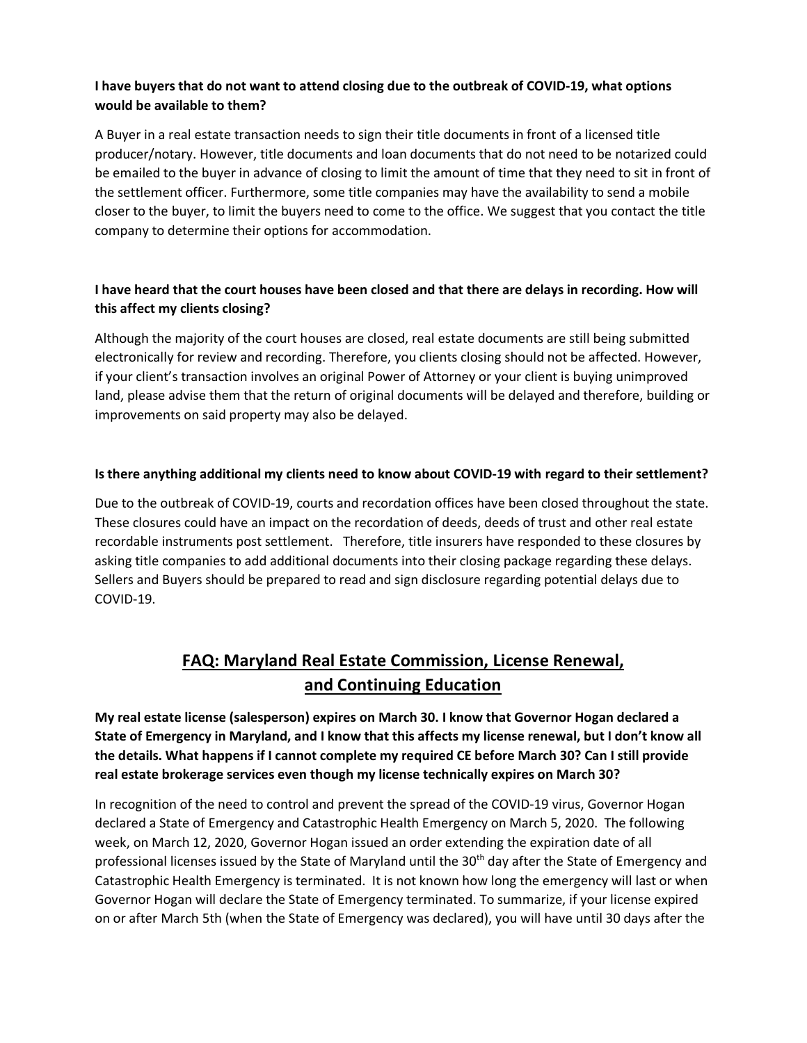**I have buyers that do not want to attend closing due to the outbreak of COVID-19, what options would be available to them?**

A Buyer in a real estate transaction needs to sign their title documents in front of a licensed title producer/notary. However, title documents and loan documents that do not need to be notarized could be emailed to the buyer in advance of closing to limit the amount of time that they need to sit in front of the settlement officer. Furthermore, some title companies may have the availability to send a mobile closer to the buyer, to limit the buyers need to come to the office. We suggest that you contact the title company to determine their options for accommodation.

**I have heard that the court houses have been closed and that there are delays in recording. How will this affect my clients closing?**

Although the majority of the court houses are closed, real estate documents are still being submitted electronically for review and recording. Therefore, you clients closing should not be affected. However, if your client's transaction involves an original Power of Attorney or your client is buying unimproved land, please advise them that the return of original documents will be delayed and therefore, building or improvements on said property may also be delayed.

**Is there anything additional my clients need to know about COVID-19 with regard to their settlement?**

Due to the outbreak of COVID-19, courts and recordation offices have been closed throughout the state. These closures could have an impact on the recordation of deeds, deeds of trust and other real estate recordable instruments post settlement. Therefore, title insurers have responded to these closures by asking title companies to add additional documents into their closing package regarding these delays. Sellers and Buyers should be prepared to read and sign disclosure regarding potential delays due to COVID-19.

## FAQ: Maryland Real Estate Commission, License Renewal, and Continuing Education

**My real estate license (salesperson) expires on March 30. I know that Governor Hogan declared a State of Emergency in Maryland, and I know that this affects my license renewal, but I don't know all the details. What happens if I cannot complete my required CE before March 30? Can I still provide real estate brokerage services even though my license technically expires on March 30?**

In recognition of the need to control and prevent the spread of the COVID-19 virus, Governor Hogan declared a State of Emergency and Catastrophic Health Emergency on March 5, 2020. The following week, on March 12, 2020, Governor Hogan issued an order extending the expiration date of all professional licenses issued by the State of Maryland until the 30th day after the State of Emergency and Catastrophic Health Emergency is terminated. It is not known how long the emergency will last or when Governor Hogan will declare the State of Emergency terminated. To summarize, if your license expired on or after March 5th (when the State of Emergency was declared), you will have until 30 days after the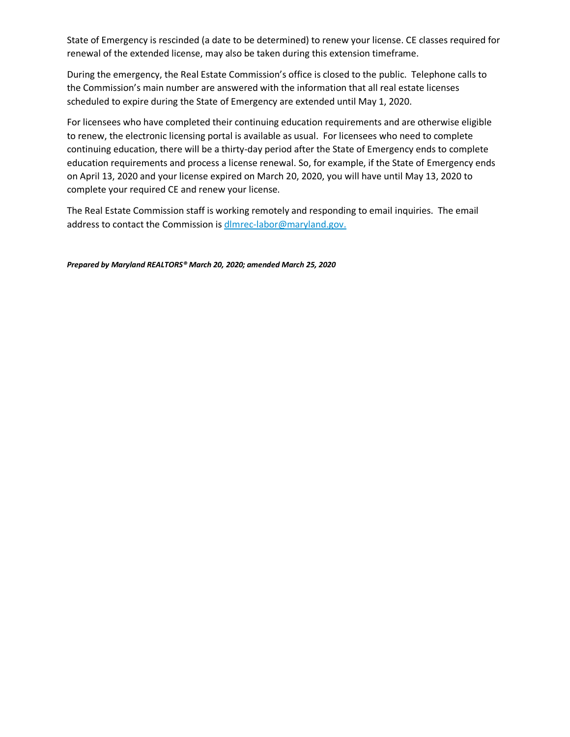State of Emergency is rescinded (a date to be determined) to renew your license. CE classes required for renewal of the extended license, may also be taken during this extension timeframe.

During the emergency, the Real Estate Commission's office is closed to the public. Telephone calls to the Commission's main number are answered with the information that all real estate licenses scheduled to expire during the State of Emergency are extended until May 1, 2020.

For licensees who have completed their continuing education requirements and are otherwise eligible to renew, the electronic licensing portal is available as usual. For licensees who need to complete continuing education, there will be a thirty-day period after the State of Emergency ends to complete education requirements and process a license renewal. So, for example, if the State of Emergency ends on April 13, 2020 and your license expired on March 20, 2020, you will have until May 13, 2020 to complete your required CE and renew your license.

The Real Estate Commission staff is working remotely and responding to email inquiries. The email address to contact the Commission is [dlmrec-labor@maryland.gov.](mailto:dlmrec-labor@maryland.gov)

***Prepared by Maryland REALTORS® March 20, 2020; amended March 25, 2020***